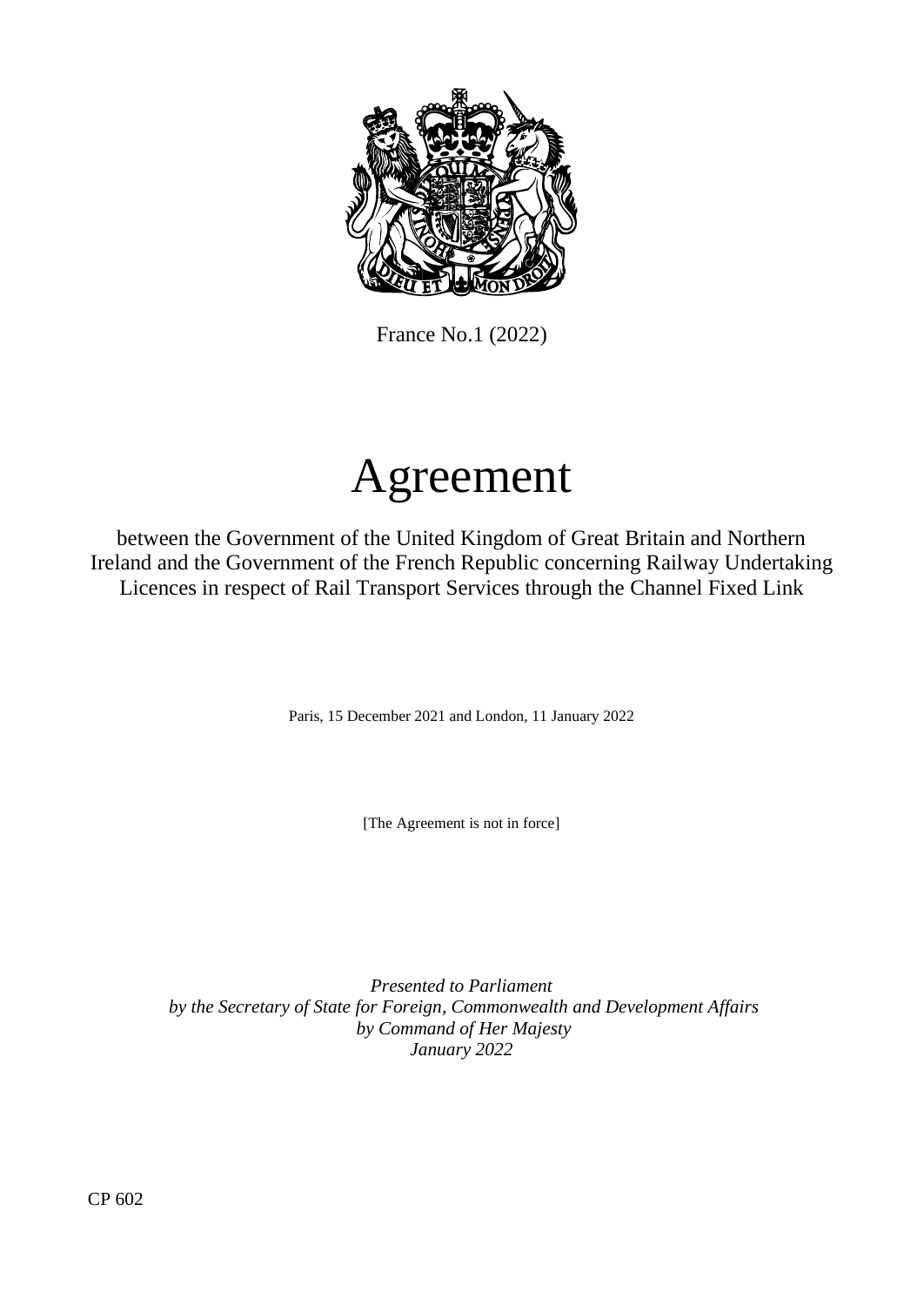France No.1 (2022)

# Agreement

between the Government of the United Kingdom of Great Britain and Northern Ireland and the Government of the French Republic concerning Railway Undertaking Licences in respect of Rail Transport Services through the Channel Fixed Link

Paris, 15 December 2021 and London, 11 January 2022

[The Agreement is not in force]

*Presented to Parliament*
*by the Secretary of State for Foreign, Commonwealth and Development Affairs*
*by Command of Her Majesty*
*January 2022*

CP 602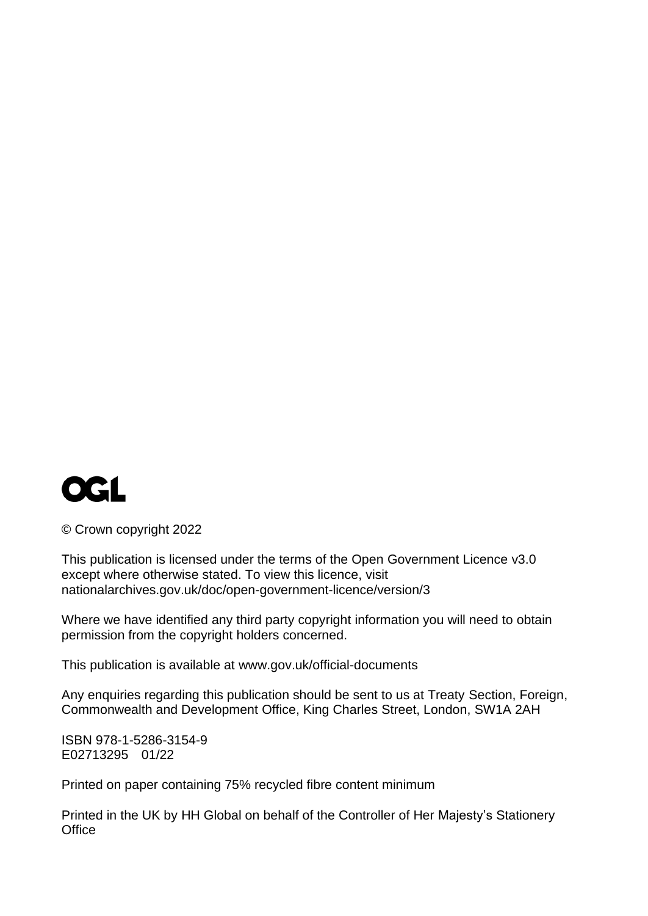OGL

© Crown copyright 2022

This publication is licensed under the terms of the Open Government Licence v3.0 except where otherwise stated. To view this licence, visit nationalarchives.gov.uk/doc/open-government-licence/version/3

Where we have identified any third party copyright information you will need to obtain permission from the copyright holders concerned.

This publication is available at www.gov.uk/official-documents

Any enquiries regarding this publication should be sent to us at Treaty Section, Foreign, Commonwealth and Development Office, King Charles Street, London, SW1A 2AH

ISBN 978-1-5286-3154-9
E02713295 01/22

Printed on paper containing 75% recycled fibre content minimum

Printed in the UK by HH Global on behalf of the Controller of Her Majesty's Stationery Office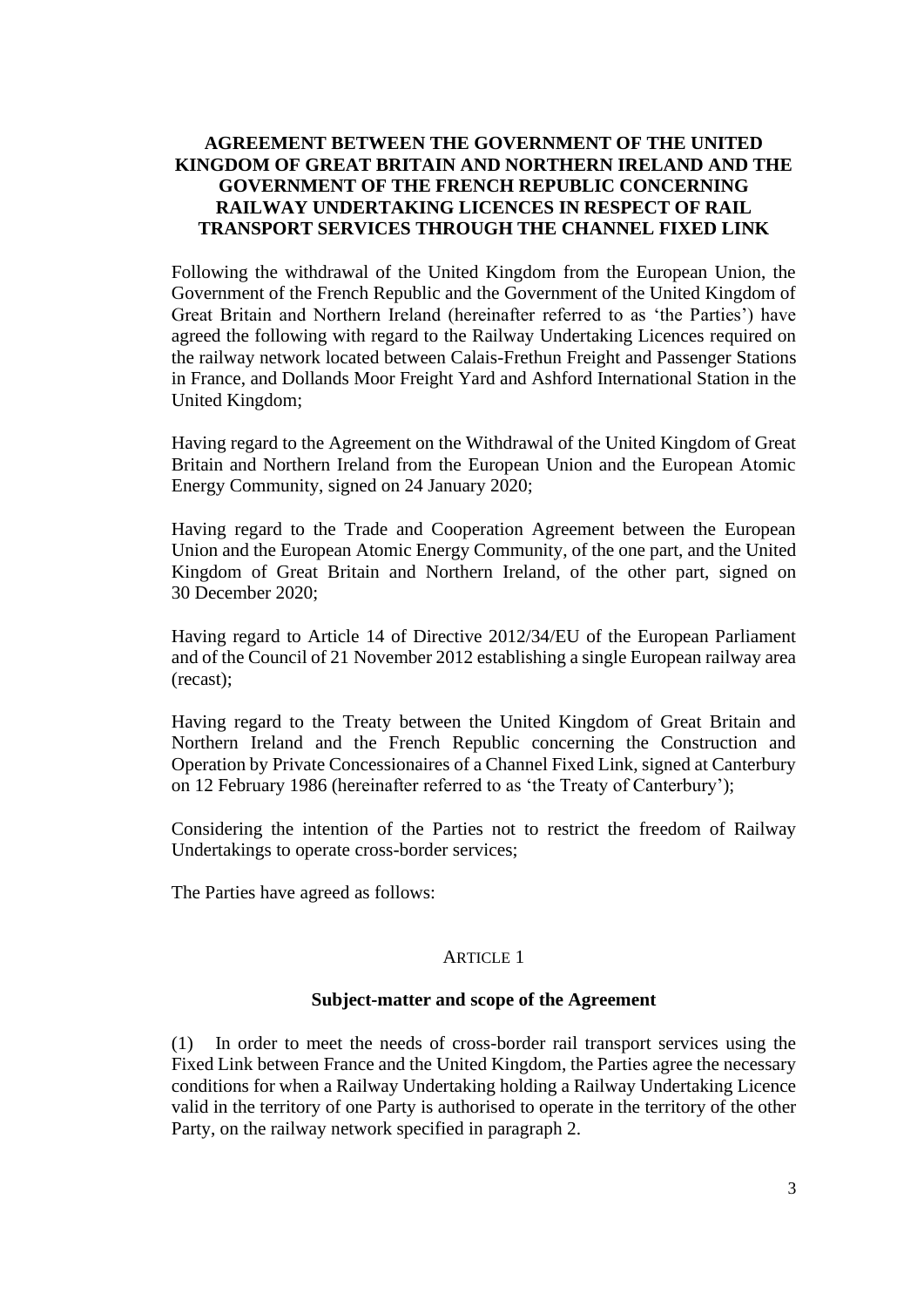# AGREEMENT BETWEEN THE GOVERNMENT OF THE UNITED KINGDOM OF GREAT BRITAIN AND NORTHERN IRELAND AND THE GOVERNMENT OF THE FRENCH REPUBLIC CONCERNING RAILWAY UNDERTAKING LICENCES IN RESPECT OF RAIL TRANSPORT SERVICES THROUGH THE CHANNEL FIXED LINK

Following the withdrawal of the United Kingdom from the European Union, the Government of the French Republic and the Government of the United Kingdom of Great Britain and Northern Ireland (hereinafter referred to as 'the Parties') have agreed the following with regard to the Railway Undertaking Licences required on the railway network located between Calais-Frethun Freight and Passenger Stations in France, and Dollands Moor Freight Yard and Ashford International Station in the United Kingdom;

Having regard to the Agreement on the Withdrawal of the United Kingdom of Great Britain and Northern Ireland from the European Union and the European Atomic Energy Community, signed on 24 January 2020;

Having regard to the Trade and Cooperation Agreement between the European Union and the European Atomic Energy Community, of the one part, and the United Kingdom of Great Britain and Northern Ireland, of the other part, signed on 30 December 2020;

Having regard to Article 14 of Directive 2012/34/EU of the European Parliament and of the Council of 21 November 2012 establishing a single European railway area (recast);

Having regard to the Treaty between the United Kingdom of Great Britain and Northern Ireland and the French Republic concerning the Construction and Operation by Private Concessionaires of a Channel Fixed Link, signed at Canterbury on 12 February 1986 (hereinafter referred to as 'the Treaty of Canterbury');

Considering the intention of the Parties not to restrict the freedom of Railway Undertakings to operate cross-border services;

The Parties have agreed as follows:

## ARTICLE 1

### Subject-matter and scope of the Agreement

(1) In order to meet the needs of cross-border rail transport services using the Fixed Link between France and the United Kingdom, the Parties agree the necessary conditions for when a Railway Undertaking holding a Railway Undertaking Licence valid in the territory of one Party is authorised to operate in the territory of the other Party, on the railway network specified in paragraph 2.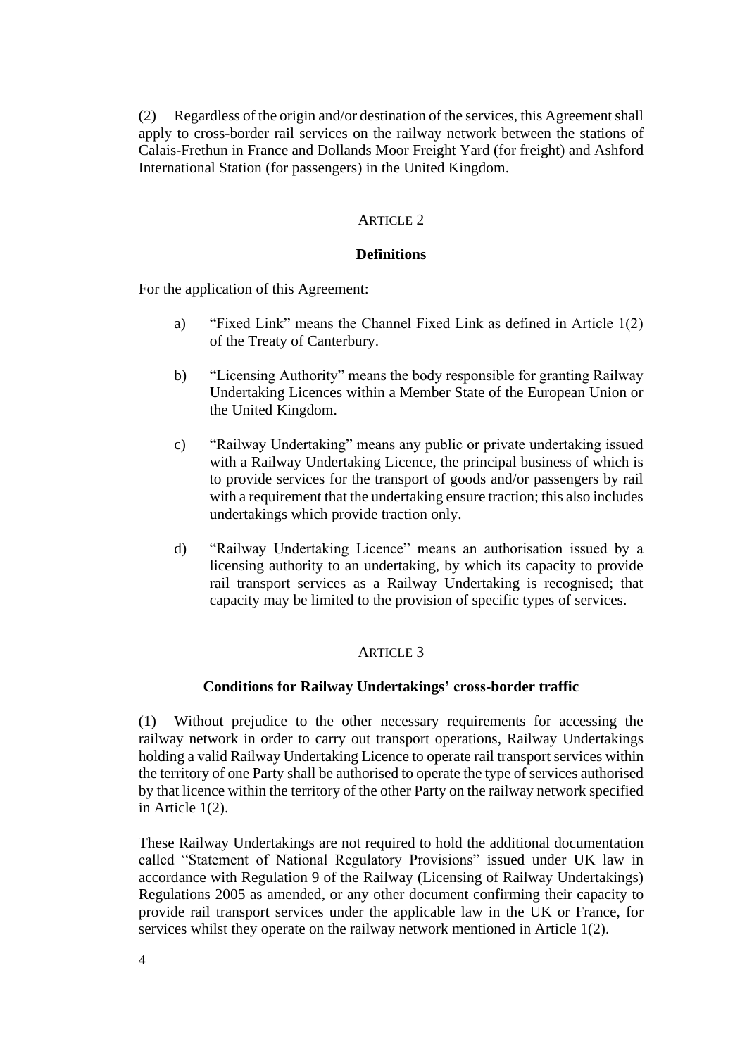(2) Regardless of the origin and/or destination of the services, this Agreement shall apply to cross-border rail services on the railway network between the stations of Calais-Frethun in France and Dollands Moor Freight Yard (for freight) and Ashford International Station (for passengers) in the United Kingdom.

## ARTICLE 2

### Definitions

For the application of this Agreement:

a) "Fixed Link" means the Channel Fixed Link as defined in Article 1(2) of the Treaty of Canterbury.

b) "Licensing Authority" means the body responsible for granting Railway Undertaking Licences within a Member State of the European Union or the United Kingdom.

c) "Railway Undertaking" means any public or private undertaking issued with a Railway Undertaking Licence, the principal business of which is to provide services for the transport of goods and/or passengers by rail with a requirement that the undertaking ensure traction; this also includes undertakings which provide traction only.

d) "Railway Undertaking Licence" means an authorisation issued by a licensing authority to an undertaking, by which its capacity to provide rail transport services as a Railway Undertaking is recognised; that capacity may be limited to the provision of specific types of services.

## ARTICLE 3

### Conditions for Railway Undertakings' cross-border traffic

(1) Without prejudice to the other necessary requirements for accessing the railway network in order to carry out transport operations, Railway Undertakings holding a valid Railway Undertaking Licence to operate rail transport services within the territory of one Party shall be authorised to operate the type of services authorised by that licence within the territory of the other Party on the railway network specified in Article 1(2).

These Railway Undertakings are not required to hold the additional documentation called "Statement of National Regulatory Provisions" issued under UK law in accordance with Regulation 9 of the Railway (Licensing of Railway Undertakings) Regulations 2005 as amended, or any other document confirming their capacity to provide rail transport services under the applicable law in the UK or France, for services whilst they operate on the railway network mentioned in Article 1(2).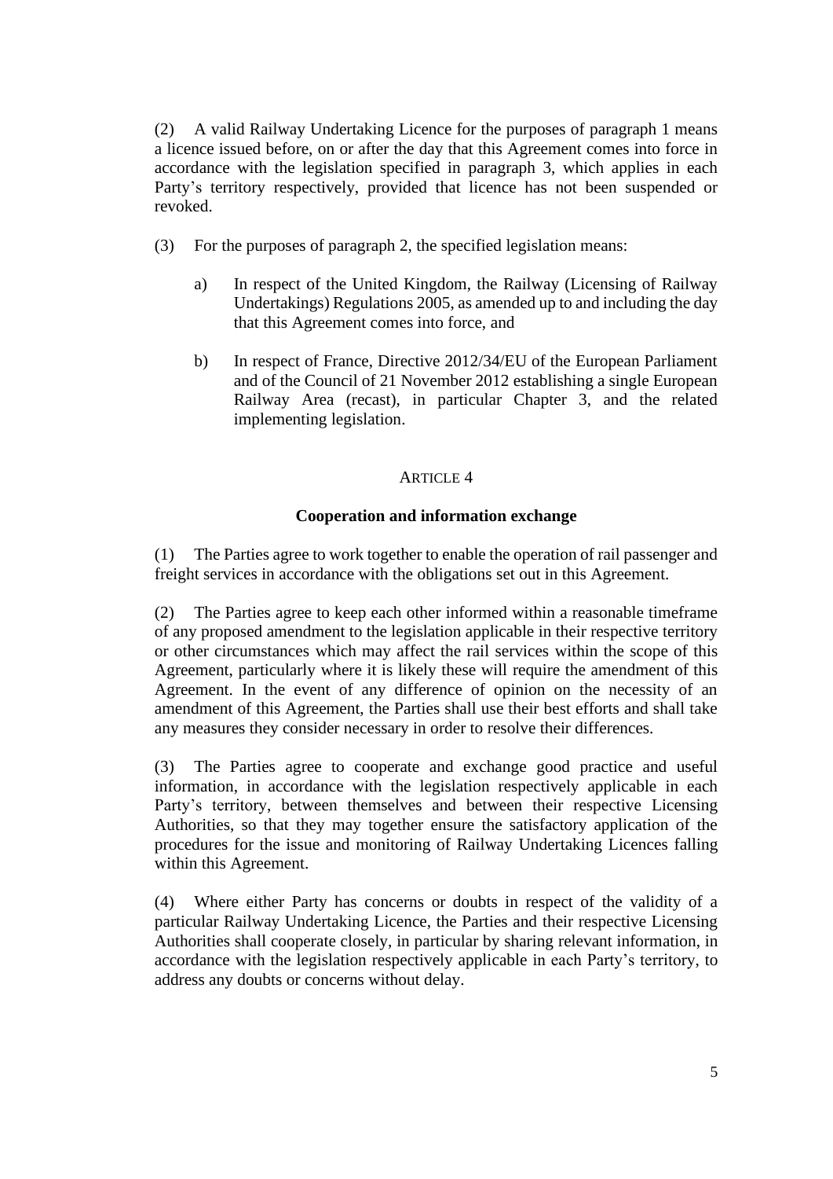(2) A valid Railway Undertaking Licence for the purposes of paragraph 1 means a licence issued before, on or after the day that this Agreement comes into force in accordance with the legislation specified in paragraph 3, which applies in each Party's territory respectively, provided that licence has not been suspended or revoked.

(3) For the purposes of paragraph 2, the specified legislation means:

a) In respect of the United Kingdom, the Railway (Licensing of Railway Undertakings) Regulations 2005, as amended up to and including the day that this Agreement comes into force, and

b) In respect of France, Directive 2012/34/EU of the European Parliament and of the Council of 21 November 2012 establishing a single European Railway Area (recast), in particular Chapter 3, and the related implementing legislation.

## ARTICLE 4

### Cooperation and information exchange

(1) The Parties agree to work together to enable the operation of rail passenger and freight services in accordance with the obligations set out in this Agreement.

(2) The Parties agree to keep each other informed within a reasonable timeframe of any proposed amendment to the legislation applicable in their respective territory or other circumstances which may affect the rail services within the scope of this Agreement, particularly where it is likely these will require the amendment of this Agreement. In the event of any difference of opinion on the necessity of an amendment of this Agreement, the Parties shall use their best efforts and shall take any measures they consider necessary in order to resolve their differences.

(3) The Parties agree to cooperate and exchange good practice and useful information, in accordance with the legislation respectively applicable in each Party's territory, between themselves and between their respective Licensing Authorities, so that they may together ensure the satisfactory application of the procedures for the issue and monitoring of Railway Undertaking Licences falling within this Agreement.

(4) Where either Party has concerns or doubts in respect of the validity of a particular Railway Undertaking Licence, the Parties and their respective Licensing Authorities shall cooperate closely, in particular by sharing relevant information, in accordance with the legislation respectively applicable in each Party's territory, to address any doubts or concerns without delay.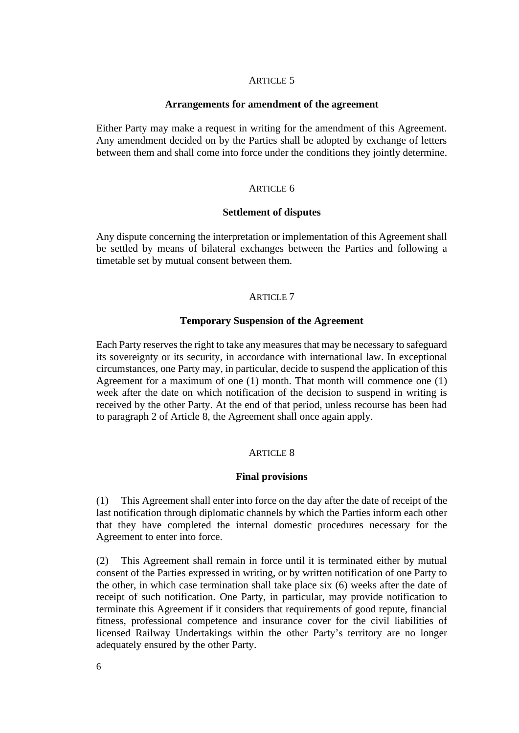## ARTICLE 5

### Arrangements for amendment of the agreement

Either Party may make a request in writing for the amendment of this Agreement. Any amendment decided on by the Parties shall be adopted by exchange of letters between them and shall come into force under the conditions they jointly determine.

## ARTICLE 6

### Settlement of disputes

Any dispute concerning the interpretation or implementation of this Agreement shall be settled by means of bilateral exchanges between the Parties and following a timetable set by mutual consent between them.

## ARTICLE 7

### Temporary Suspension of the Agreement

Each Party reserves the right to take any measures that may be necessary to safeguard its sovereignty or its security, in accordance with international law. In exceptional circumstances, one Party may, in particular, decide to suspend the application of this Agreement for a maximum of one (1) month. That month will commence one (1) week after the date on which notification of the decision to suspend in writing is received by the other Party. At the end of that period, unless recourse has been had to paragraph 2 of Article 8, the Agreement shall once again apply.

## ARTICLE 8

### Final provisions

(1) This Agreement shall enter into force on the day after the date of receipt of the last notification through diplomatic channels by which the Parties inform each other that they have completed the internal domestic procedures necessary for the Agreement to enter into force.

(2) This Agreement shall remain in force until it is terminated either by mutual consent of the Parties expressed in writing, or by written notification of one Party to the other, in which case termination shall take place six (6) weeks after the date of receipt of such notification. One Party, in particular, may provide notification to terminate this Agreement if it considers that requirements of good repute, financial fitness, professional competence and insurance cover for the civil liabilities of licensed Railway Undertakings within the other Party's territory are no longer adequately ensured by the other Party.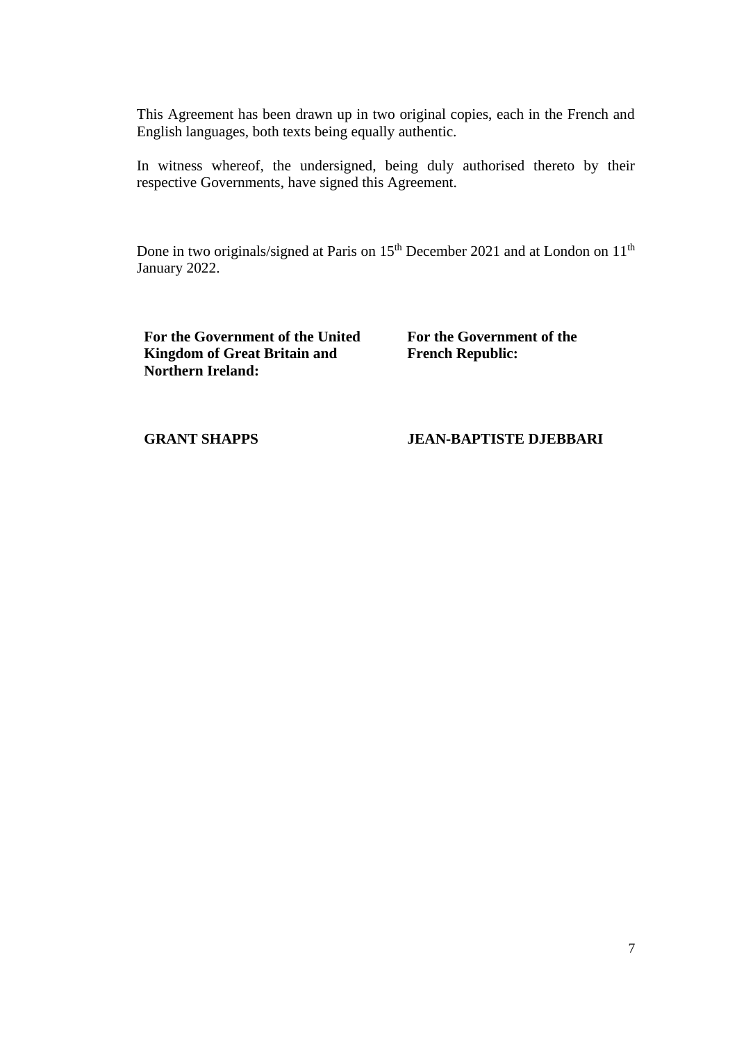This Agreement has been drawn up in two original copies, each in the French and English languages, both texts being equally authentic.

In witness whereof, the undersigned, being duly authorised thereto by their respective Governments, have signed this Agreement.

Done in two originals/signed at Paris on 15th December 2021 and at London on 11th January 2022.

| **For the Government of the United Kingdom of Great Britain and Northern Ireland:** | **For the Government of the French Republic:** |
| --- | --- |
| **GRANT SHAPPS** | **JEAN-BAPTISTE DJEBBARI** |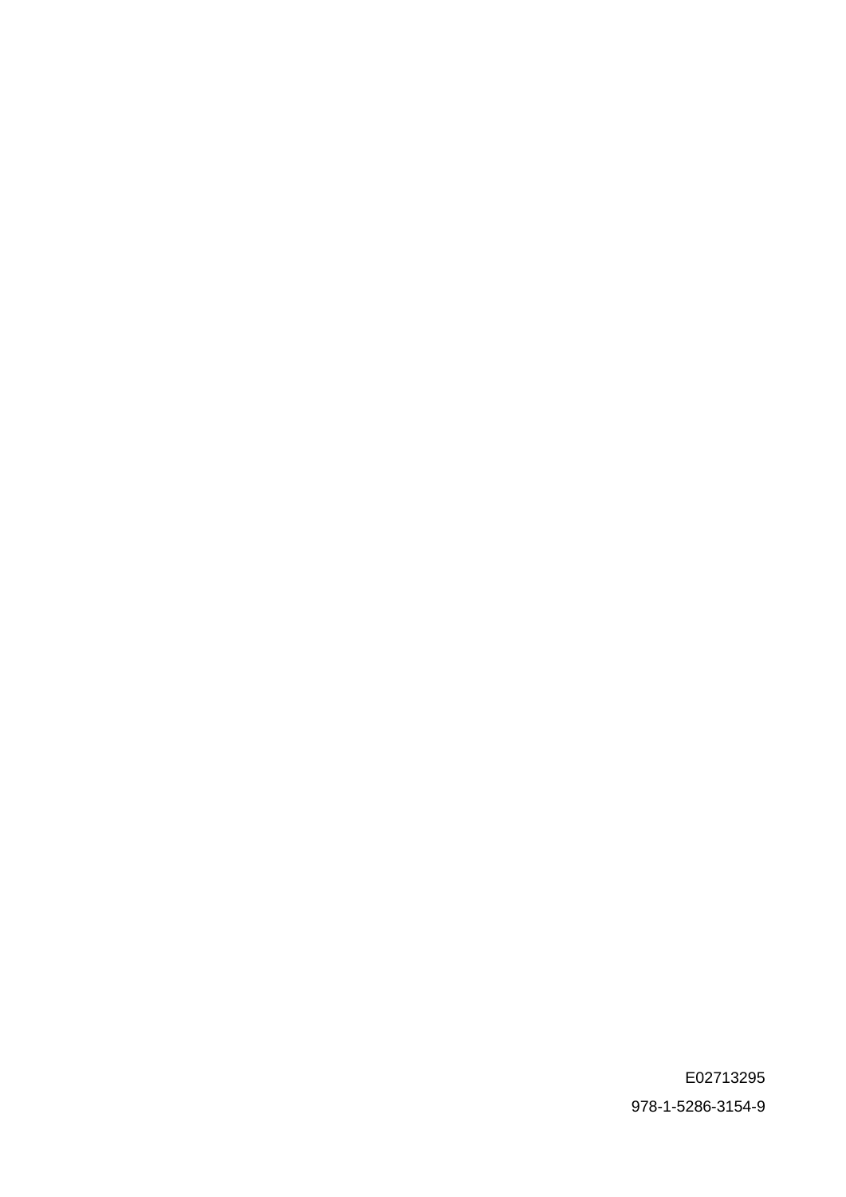E02713295

978-1-5286-3154-9